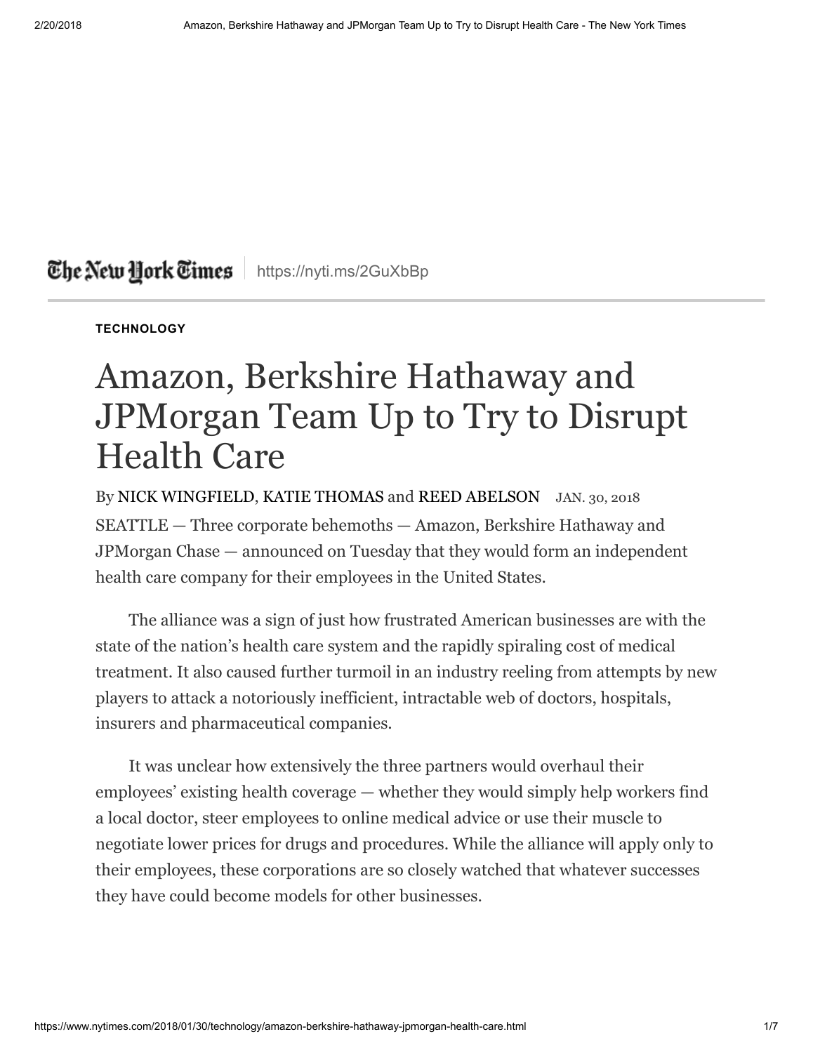The New York Times | https://nyti.ms/2GuXbBp

**TECHNOLOGY**

# Amazon, Berkshire Hathaway and JPMorgan Team Up to Try to Disrupt Health Care

By NICK WINGFIELD, KATIE THOMAS and REED ABELSON JAN. 30, 2018

SEATTLE — Three corporate behemoths — Amazon, Berkshire Hathaway and JPMorgan Chase — announced on Tuesday that they would form an independent health care company for their employees in the United States.

The alliance was a sign of just how frustrated American businesses are with the state of the nation's health care system and the rapidly spiraling cost of medical treatment. It also caused further turmoil in an industry reeling from attempts by new players to attack a notoriously inefficient, intractable web of doctors, hospitals, insurers and pharmaceutical companies.

It was unclear how extensively the three partners would overhaul their employees' existing health coverage — whether they would simply help workers find a local doctor, steer employees to online medical advice or use their muscle to negotiate lower prices for drugs and procedures. While the alliance will apply only to their employees, these corporations are so closely watched that whatever successes they have could become models for other businesses.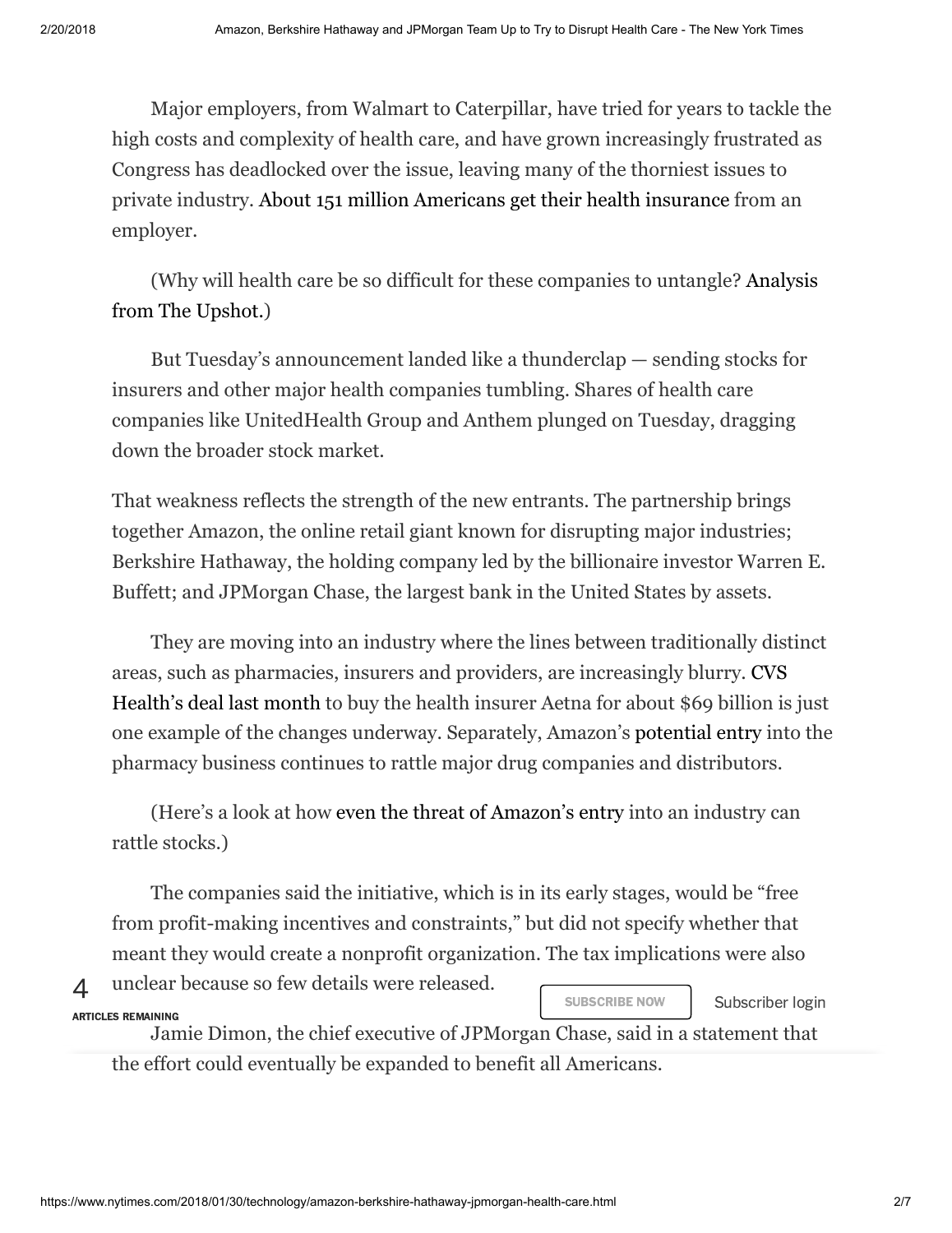Major employers, from Walmart to Caterpillar, have tried for years to tackle the high costs and complexity of health care, and have grown increasingly frustrated as Congress has deadlocked over the issue, leaving many of the thorniest issues to private industry. About 151 million Americans get their health insurance from an employer.

(Why will health care be so difficult for these companies to untangle? Analysis from The Upshot.)

But Tuesday's announcement landed like a thunderclap — sending stocks for insurers and other major health companies tumbling. Shares of health care companies like UnitedHealth Group and Anthem plunged on Tuesday, dragging down the broader stock market.

That weakness reflects the strength of the new entrants. The partnership brings together Amazon, the online retail giant known for disrupting major industries; Berkshire Hathaway, the holding company led by the billionaire investor Warren E. Buffett; and JPMorgan Chase, the largest bank in the United States by assets.

They are moving into an industry where the lines between traditionally distinct areas, such as pharmacies, insurers and providers, are increasingly blurry. CVS Health's deal last month to buy the health insurer Aetna for about $69 billion is just one example of the changes underway. Separately, Amazon's potential entry into the pharmacy business continues to rattle major drug companies and distributors.

(Here's a look at how even the threat of Amazon's entry into an industry can rattle stocks.)

The companies said the initiative, which is in its early stages, would be "free from profit-making incentives and constraints," but did not specify whether that meant they would create a nonprofit organization. The tax implications were also unclear because so few details were released.

Jamie Dimon, the chief executive of JPMorgan Chase, said in a statement that the effort could eventually be expanded to benefit all Americans.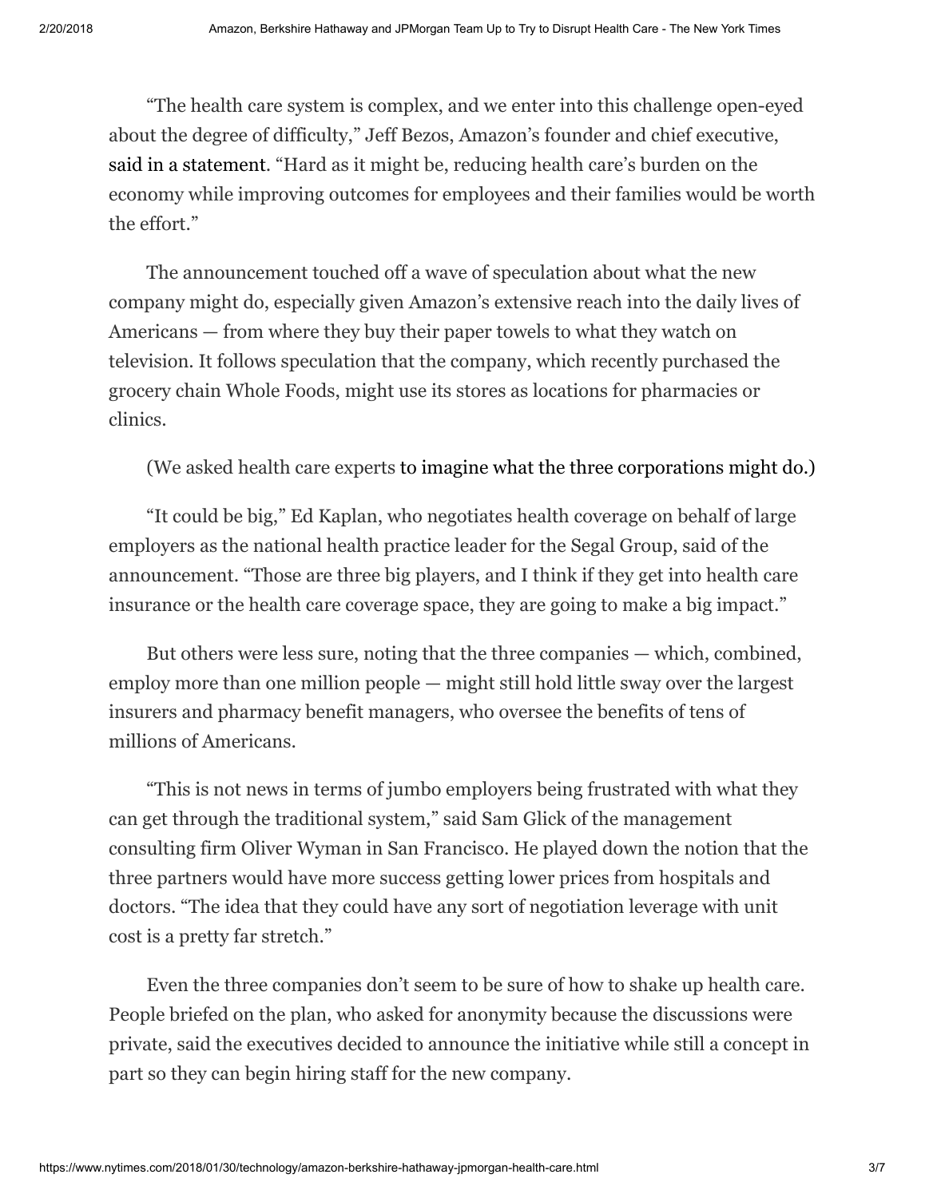"The health care system is complex, and we enter into this challenge open-eyed about the degree of difficulty," Jeff Bezos, Amazon's founder and chief executive, said in a statement. "Hard as it might be, reducing health care's burden on the economy while improving outcomes for employees and their families would be worth the effort."

The announcement touched off a wave of speculation about what the new company might do, especially given Amazon's extensive reach into the daily lives of Americans — from where they buy their paper towels to what they watch on television. It follows speculation that the company, which recently purchased the grocery chain Whole Foods, might use its stores as locations for pharmacies or clinics.

(We asked health care experts to imagine what the three corporations might do.)

"It could be big," Ed Kaplan, who negotiates health coverage on behalf of large employers as the national health practice leader for the Segal Group, said of the announcement. "Those are three big players, and I think if they get into health care insurance or the health care coverage space, they are going to make a big impact."

But others were less sure, noting that the three companies — which, combined, employ more than one million people — might still hold little sway over the largest insurers and pharmacy benefit managers, who oversee the benefits of tens of millions of Americans.

"This is not news in terms of jumbo employers being frustrated with what they can get through the traditional system," said Sam Glick of the management consulting firm Oliver Wyman in San Francisco. He played down the notion that the three partners would have more success getting lower prices from hospitals and doctors. "The idea that they could have any sort of negotiation leverage with unit cost is a pretty far stretch."

Even the three companies don't seem to be sure of how to shake up health care. People briefed on the plan, who asked for anonymity because the discussions were private, said the executives decided to announce the initiative while still a concept in part so they can begin hiring staff for the new company.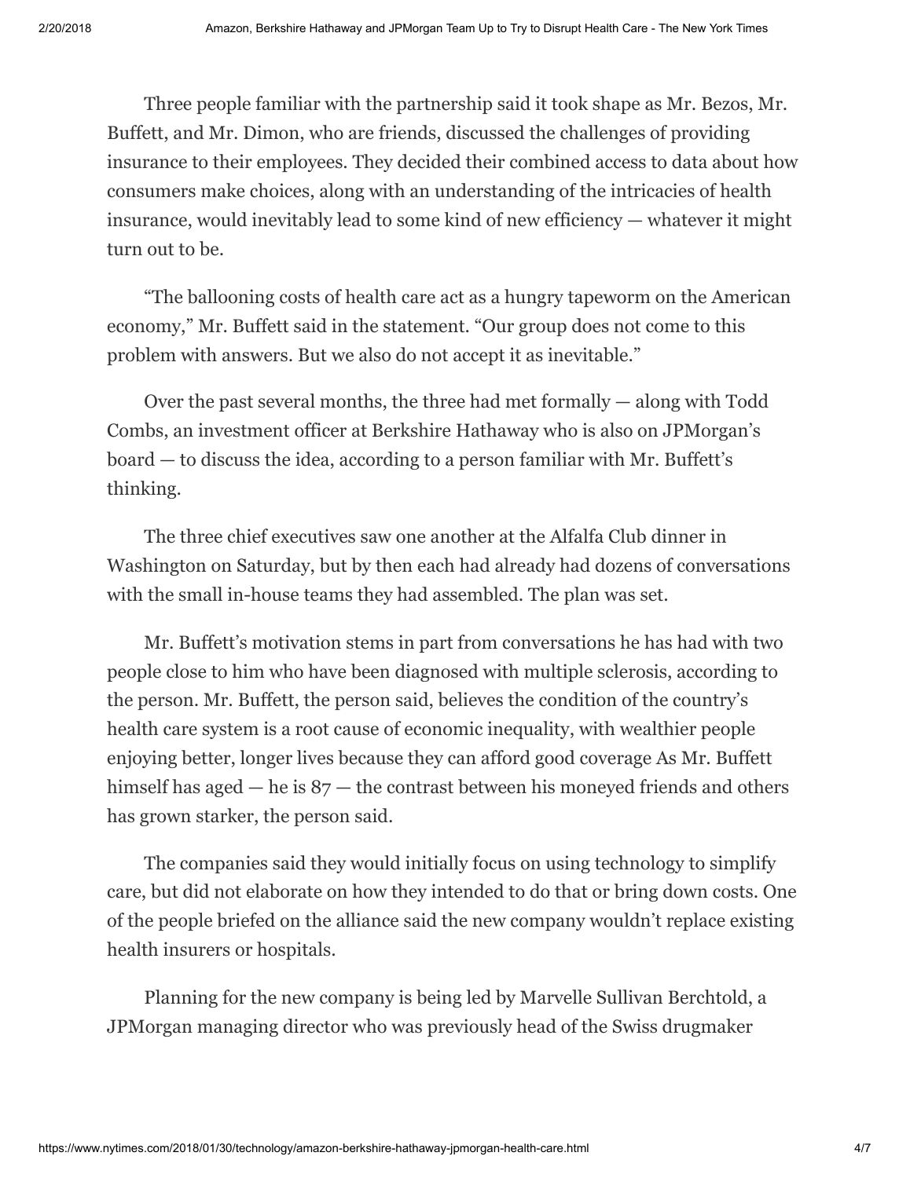Three people familiar with the partnership said it took shape as Mr. Bezos, Mr. Buffett, and Mr. Dimon, who are friends, discussed the challenges of providing insurance to their employees. They decided their combined access to data about how consumers make choices, along with an understanding of the intricacies of health insurance, would inevitably lead to some kind of new efficiency — whatever it might turn out to be.

"The ballooning costs of health care act as a hungry tapeworm on the American economy," Mr. Buffett said in the statement. "Our group does not come to this problem with answers. But we also do not accept it as inevitable."

Over the past several months, the three had met formally — along with Todd Combs, an investment officer at Berkshire Hathaway who is also on JPMorgan's board — to discuss the idea, according to a person familiar with Mr. Buffett's thinking.

The three chief executives saw one another at the Alfalfa Club dinner in Washington on Saturday, but by then each had already had dozens of conversations with the small in-house teams they had assembled. The plan was set.

Mr. Buffett's motivation stems in part from conversations he has had with two people close to him who have been diagnosed with multiple sclerosis, according to the person. Mr. Buffett, the person said, believes the condition of the country's health care system is a root cause of economic inequality, with wealthier people enjoying better, longer lives because they can afford good coverage As Mr. Buffett himself has aged — he is 87 — the contrast between his moneyed friends and others has grown starker, the person said.

The companies said they would initially focus on using technology to simplify care, but did not elaborate on how they intended to do that or bring down costs. One of the people briefed on the alliance said the new company wouldn't replace existing health insurers or hospitals.

Planning for the new company is being led by Marvelle Sullivan Berchtold, a JPMorgan managing director who was previously head of the Swiss drugmaker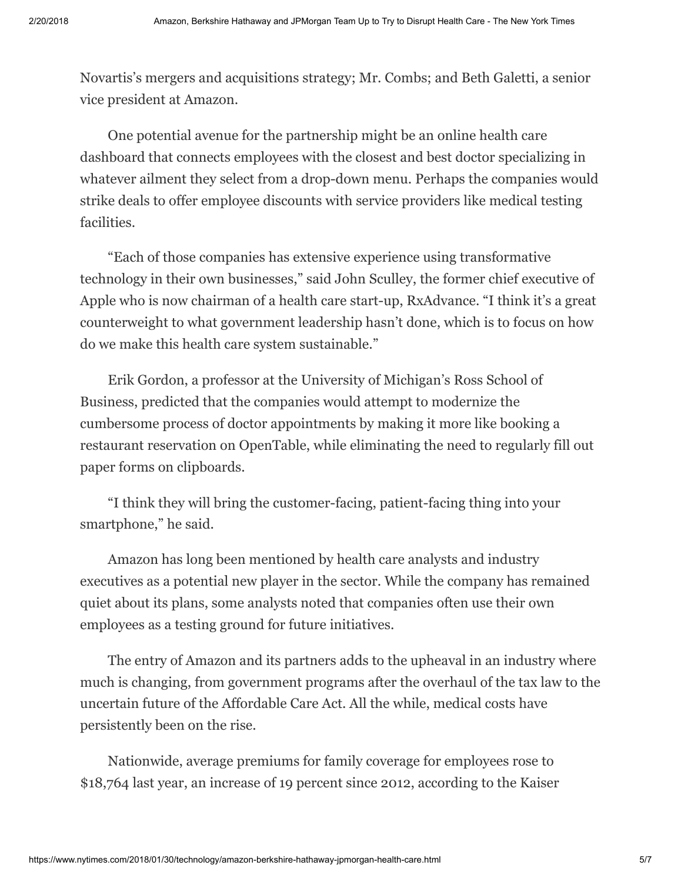Novartis's mergers and acquisitions strategy; Mr. Combs; and Beth Galetti, a senior vice president at Amazon.

One potential avenue for the partnership might be an online health care dashboard that connects employees with the closest and best doctor specializing in whatever ailment they select from a drop-down menu. Perhaps the companies would strike deals to offer employee discounts with service providers like medical testing facilities.

"Each of those companies has extensive experience using transformative technology in their own businesses," said John Sculley, the former chief executive of Apple who is now chairman of a health care start-up, RxAdvance. "I think it's a great counterweight to what government leadership hasn't done, which is to focus on how do we make this health care system sustainable."

Erik Gordon, a professor at the University of Michigan's Ross School of Business, predicted that the companies would attempt to modernize the cumbersome process of doctor appointments by making it more like booking a restaurant reservation on OpenTable, while eliminating the need to regularly fill out paper forms on clipboards.

"I think they will bring the customer-facing, patient-facing thing into your smartphone," he said.

Amazon has long been mentioned by health care analysts and industry executives as a potential new player in the sector. While the company has remained quiet about its plans, some analysts noted that companies often use their own employees as a testing ground for future initiatives.

The entry of Amazon and its partners adds to the upheaval in an industry where much is changing, from government programs after the overhaul of the tax law to the uncertain future of the Affordable Care Act. All the while, medical costs have persistently been on the rise.

Nationwide, average premiums for family coverage for employees rose to $18,764 last year, an increase of 19 percent since 2012, according to the Kaiser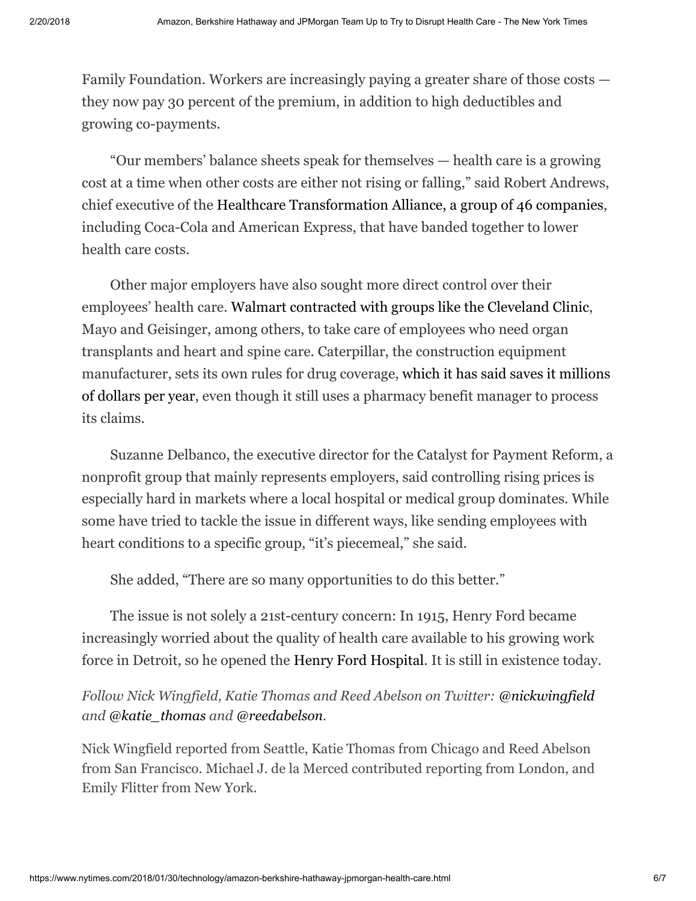Family Foundation. Workers are increasingly paying a greater share of those costs — they now pay 30 percent of the premium, in addition to high deductibles and growing co-payments.

"Our members' balance sheets speak for themselves — health care is a growing cost at a time when other costs are either not rising or falling," said Robert Andrews, chief executive of the Healthcare Transformation Alliance, a group of 46 companies, including Coca-Cola and American Express, that have banded together to lower health care costs.

Other major employers have also sought more direct control over their employees' health care. Walmart contracted with groups like the Cleveland Clinic, Mayo and Geisinger, among others, to take care of employees who need organ transplants and heart and spine care. Caterpillar, the construction equipment manufacturer, sets its own rules for drug coverage, which it has said saves it millions of dollars per year, even though it still uses a pharmacy benefit manager to process its claims.

Suzanne Delbanco, the executive director for the Catalyst for Payment Reform, a nonprofit group that mainly represents employers, said controlling rising prices is especially hard in markets where a local hospital or medical group dominates. While some have tried to tackle the issue in different ways, like sending employees with heart conditions to a specific group, "it's piecemeal," she said.

She added, "There are so many opportunities to do this better."

The issue is not solely a 21st-century concern: In 1915, Henry Ford became increasingly worried about the quality of health care available to his growing work force in Detroit, so he opened the Henry Ford Hospital. It is still in existence today.

*Follow Nick Wingfield, Katie Thomas and Reed Abelson on Twitter: @nickwingfield and @katie_thomas and @reedabelson.*

Nick Wingfield reported from Seattle, Katie Thomas from Chicago and Reed Abelson from San Francisco. Michael J. de la Merced contributed reporting from London, and Emily Flitter from New York.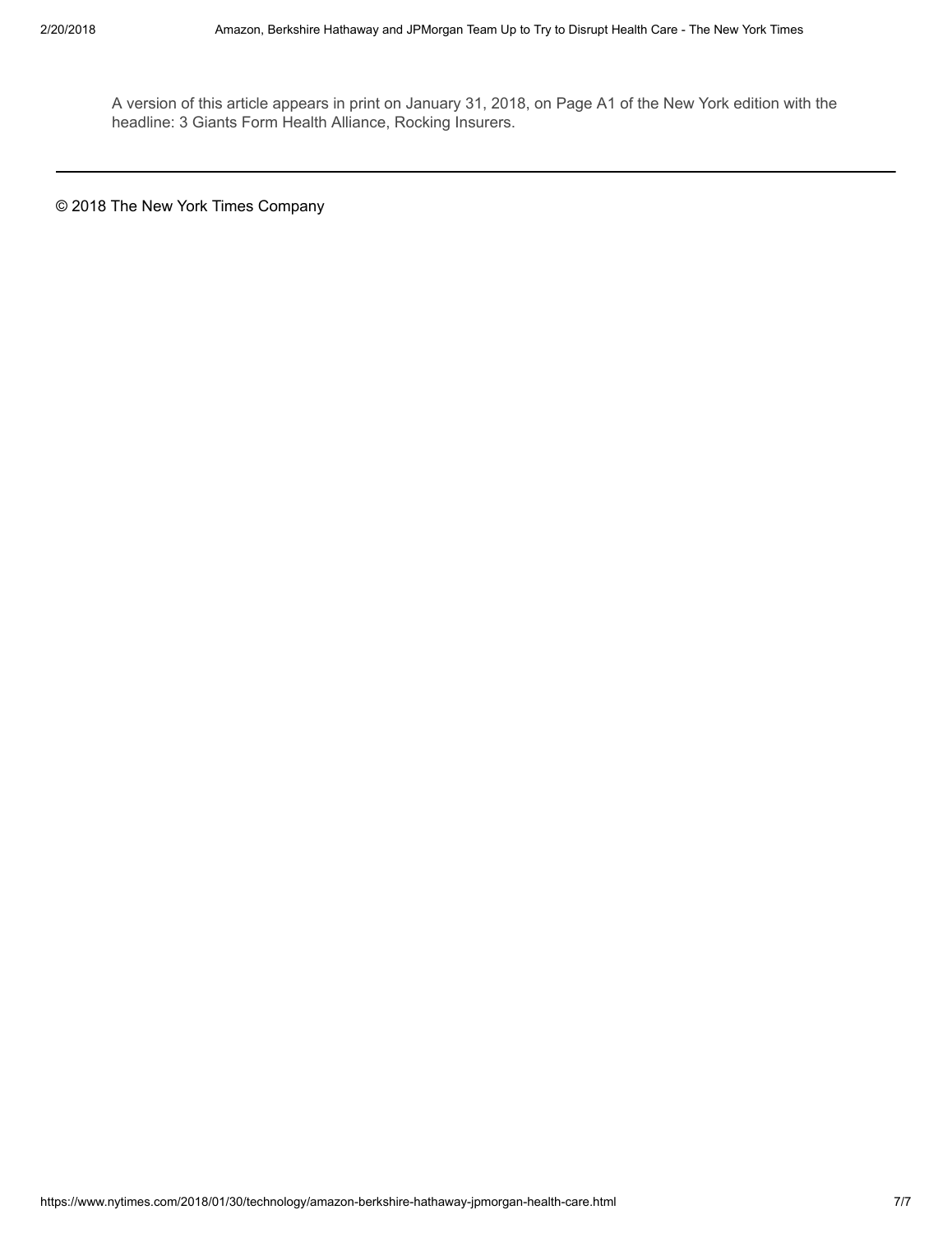A version of this article appears in print on January 31, 2018, on Page A1 of the New York edition with the headline: 3 Giants Form Health Alliance, Rocking Insurers.

---

© 2018 The New York Times Company